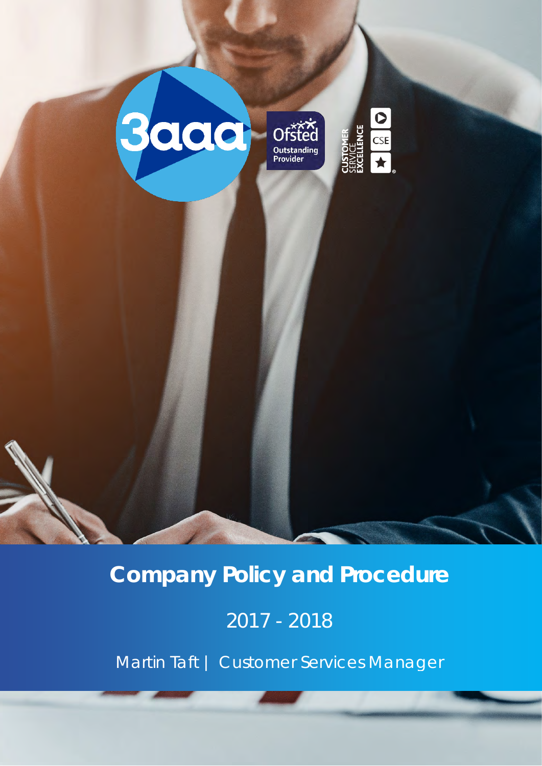# Company Policy and Procedure

2017 - 2018

Martin Taft | Customer Services Manager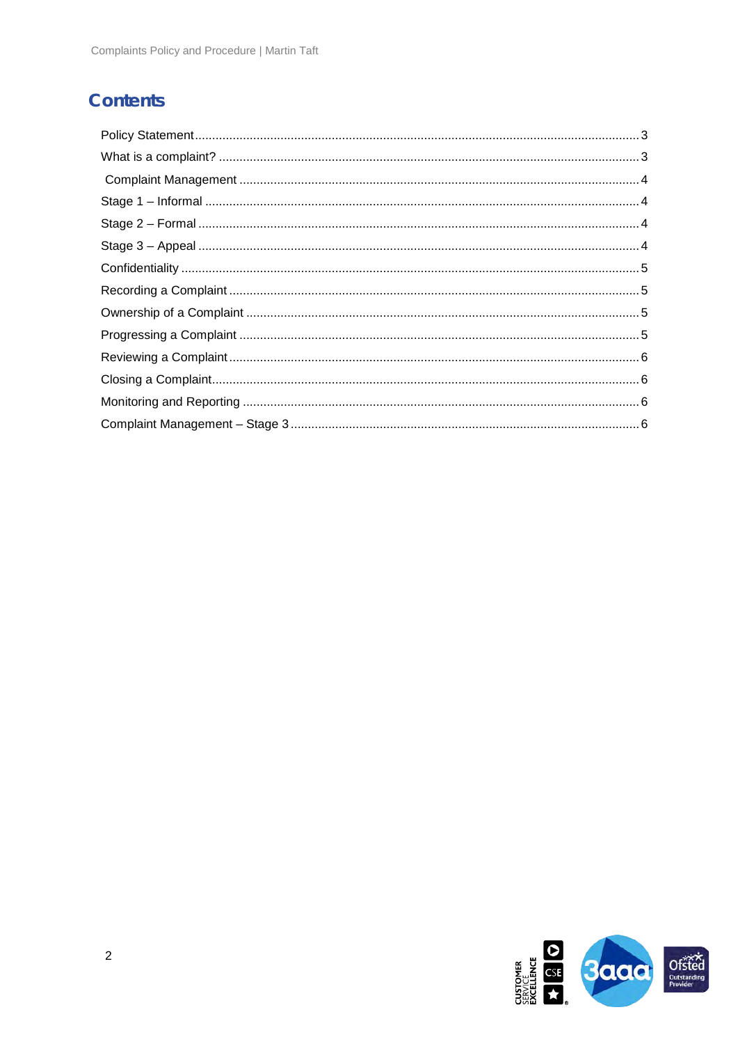# Contents

- Policy Statement ..... 3
- What is a complaint? ..... 3
- Complaint Management ..... 4
- Stage 1 – Informal ..... 4
- Stage 2 – Formal ..... 4
- Stage 3 – Appeal ..... 4
- Confidentiality ..... 5
- Recording a Complaint ..... 5
- Ownership of a Complaint ..... 5
- Progressing a Complaint ..... 5
- Reviewing a Complaint ..... 6
- Closing a Complaint ..... 6
- Monitoring and Reporting ..... 6
- Complaint Management – Stage 3 ..... 6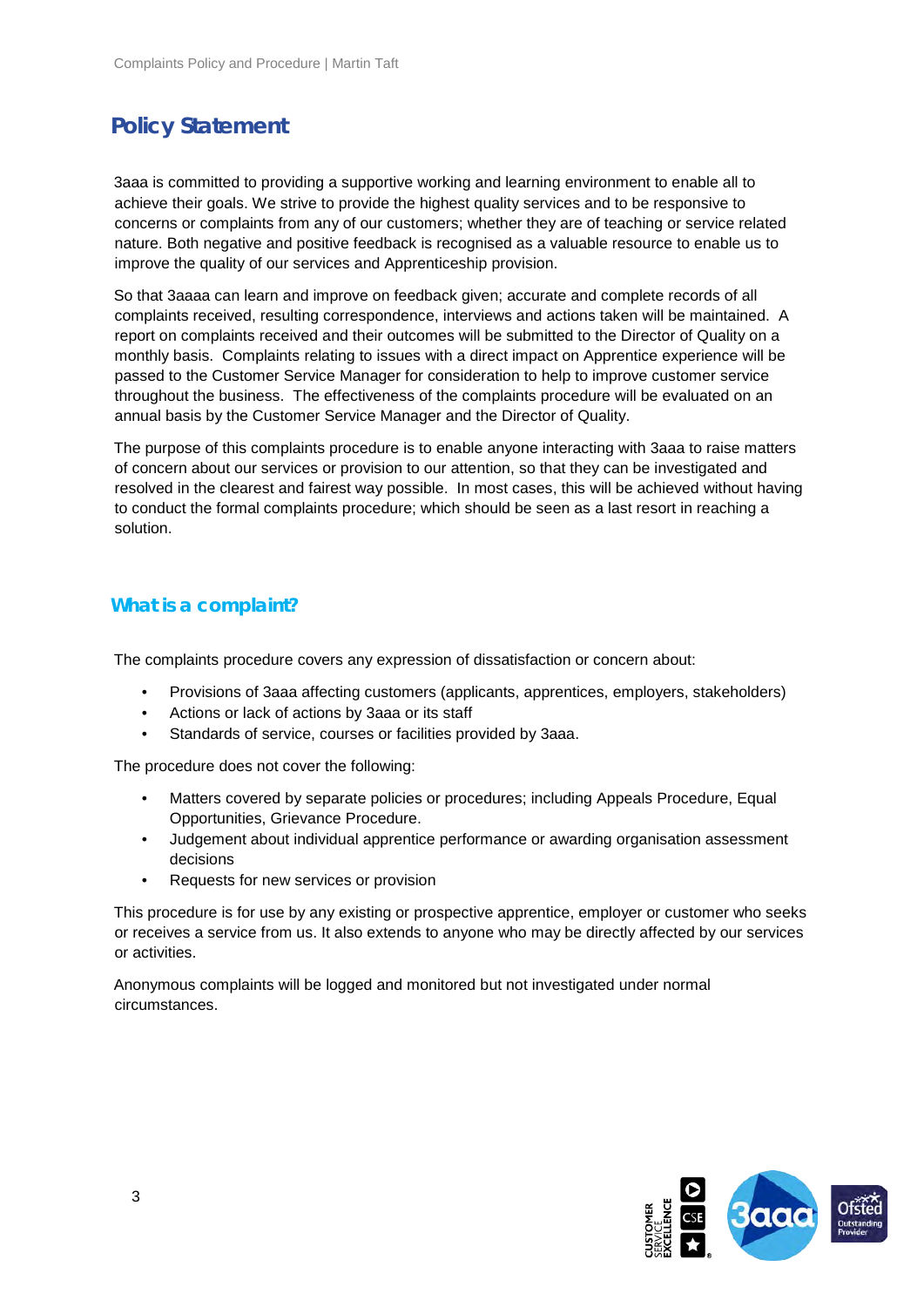## Policy Statement

3aaa is committed to providing a supportive working and learning environment to enable all to achieve their goals. We strive to provide the highest quality services and to be responsive to concerns or complaints from any of our customers; whether they are of teaching or service related nature. Both negative and positive feedback is recognised as a valuable resource to enable us to improve the quality of our services and Apprenticeship provision.

So that 3aaaa can learn and improve on feedback given; accurate and complete records of all complaints received, resulting correspondence, interviews and actions taken will be maintained. A report on complaints received and their outcomes will be submitted to the Director of Quality on a monthly basis. Complaints relating to issues with a direct impact on Apprentice experience will be passed to the Customer Service Manager for consideration to help to improve customer service throughout the business. The effectiveness of the complaints procedure will be evaluated on an annual basis by the Customer Service Manager and the Director of Quality.

The purpose of this complaints procedure is to enable anyone interacting with 3aaa to raise matters of concern about our services or provision to our attention, so that they can be investigated and resolved in the clearest and fairest way possible. In most cases, this will be achieved without having to conduct the formal complaints procedure; which should be seen as a last resort in reaching a solution.

### What is a complaint?

The complaints procedure covers any expression of dissatisfaction or concern about:

- Provisions of 3aaa affecting customers (applicants, apprentices, employers, stakeholders)
- Actions or lack of actions by 3aaa or its staff
- Standards of service, courses or facilities provided by 3aaa.

The procedure does not cover the following:

- Matters covered by separate policies or procedures; including Appeals Procedure, Equal Opportunities, Grievance Procedure.
- Judgement about individual apprentice performance or awarding organisation assessment decisions
- Requests for new services or provision

This procedure is for use by any existing or prospective apprentice, employer or customer who seeks or receives a service from us. It also extends to anyone who may be directly affected by our services or activities.

Anonymous complaints will be logged and monitored but not investigated under normal circumstances.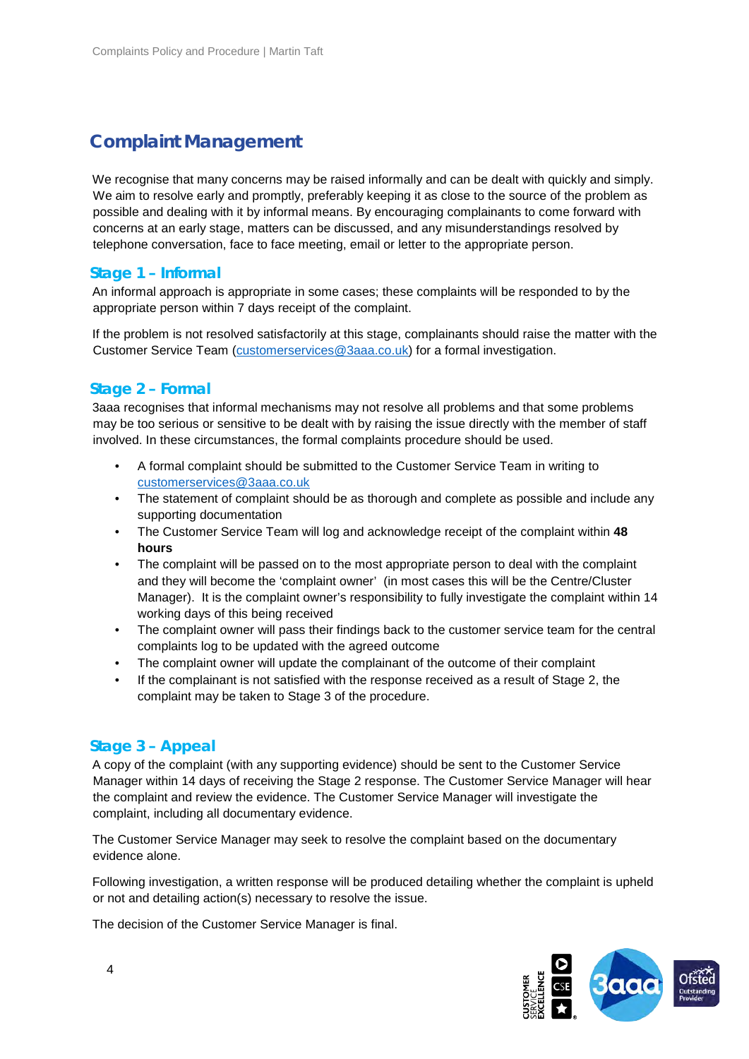## Complaint Management

We recognise that many concerns may be raised informally and can be dealt with quickly and simply. We aim to resolve early and promptly, preferably keeping it as close to the source of the problem as possible and dealing with it by informal means. By encouraging complainants to come forward with concerns at an early stage, matters can be discussed, and any misunderstandings resolved by telephone conversation, face to face meeting, email or letter to the appropriate person.

### Stage 1 – Informal

An informal approach is appropriate in some cases; these complaints will be responded to by the appropriate person within 7 days receipt of the complaint.

If the problem is not resolved satisfactorily at this stage, complainants should raise the matter with the Customer Service Team (customerservices@3aaa.co.uk) for a formal investigation.

### Stage 2 – Formal

3aaa recognises that informal mechanisms may not resolve all problems and that some problems may be too serious or sensitive to be dealt with by raising the issue directly with the member of staff involved. In these circumstances, the formal complaints procedure should be used.

- A formal complaint should be submitted to the Customer Service Team in writing to customerservices@3aaa.co.uk
- The statement of complaint should be as thorough and complete as possible and include any supporting documentation
- The Customer Service Team will log and acknowledge receipt of the complaint within **48 hours**
- The complaint will be passed on to the most appropriate person to deal with the complaint and they will become the 'complaint owner' (in most cases this will be the Centre/Cluster Manager). It is the complaint owner's responsibility to fully investigate the complaint within 14 working days of this being received
- The complaint owner will pass their findings back to the customer service team for the central complaints log to be updated with the agreed outcome
- The complaint owner will update the complainant of the outcome of their complaint
- If the complainant is not satisfied with the response received as a result of Stage 2, the complaint may be taken to Stage 3 of the procedure.

### Stage 3 – Appeal

A copy of the complaint (with any supporting evidence) should be sent to the Customer Service Manager within 14 days of receiving the Stage 2 response. The Customer Service Manager will hear the complaint and review the evidence. The Customer Service Manager will investigate the complaint, including all documentary evidence.

The Customer Service Manager may seek to resolve the complaint based on the documentary evidence alone.

Following investigation, a written response will be produced detailing whether the complaint is upheld or not and detailing action(s) necessary to resolve the issue.

The decision of the Customer Service Manager is final.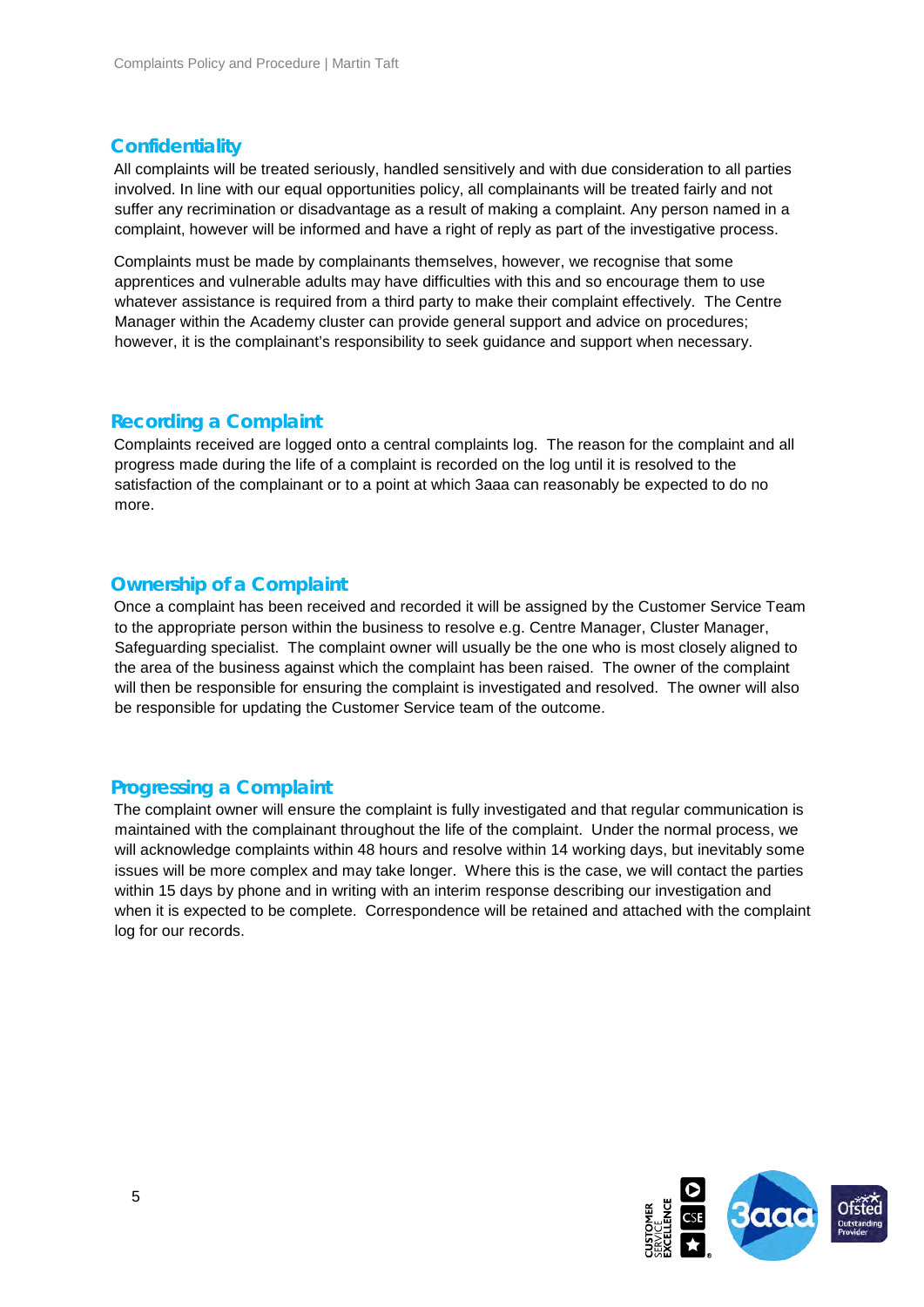## Confidentiality

All complaints will be treated seriously, handled sensitively and with due consideration to all parties involved. In line with our equal opportunities policy, all complainants will be treated fairly and not suffer any recrimination or disadvantage as a result of making a complaint. Any person named in a complaint, however will be informed and have a right of reply as part of the investigative process.

Complaints must be made by complainants themselves, however, we recognise that some apprentices and vulnerable adults may have difficulties with this and so encourage them to use whatever assistance is required from a third party to make their complaint effectively. The Centre Manager within the Academy cluster can provide general support and advice on procedures; however, it is the complainant's responsibility to seek guidance and support when necessary.

## Recording a Complaint

Complaints received are logged onto a central complaints log. The reason for the complaint and all progress made during the life of a complaint is recorded on the log until it is resolved to the satisfaction of the complainant or to a point at which 3aaa can reasonably be expected to do no more.

## Ownership of a Complaint

Once a complaint has been received and recorded it will be assigned by the Customer Service Team to the appropriate person within the business to resolve e.g. Centre Manager, Cluster Manager, Safeguarding specialist. The complaint owner will usually be the one who is most closely aligned to the area of the business against which the complaint has been raised. The owner of the complaint will then be responsible for ensuring the complaint is investigated and resolved. The owner will also be responsible for updating the Customer Service team of the outcome.

## Progressing a Complaint

The complaint owner will ensure the complaint is fully investigated and that regular communication is maintained with the complainant throughout the life of the complaint. Under the normal process, we will acknowledge complaints within 48 hours and resolve within 14 working days, but inevitably some issues will be more complex and may take longer. Where this is the case, we will contact the parties within 15 days by phone and in writing with an interim response describing our investigation and when it is expected to be complete. Correspondence will be retained and attached with the complaint log for our records.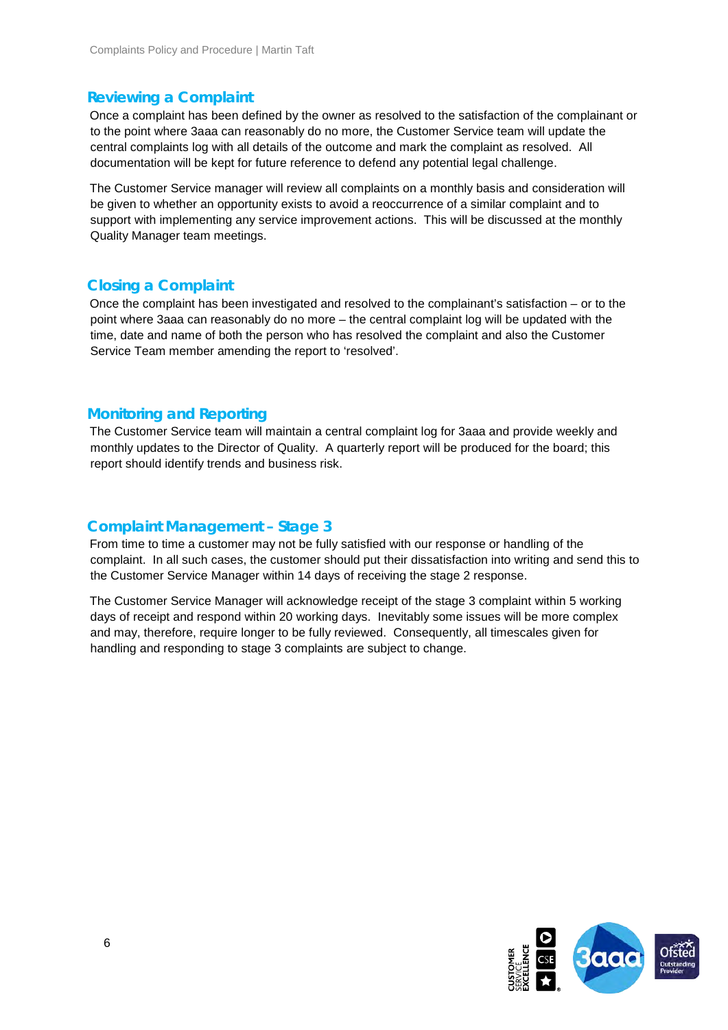## Reviewing a Complaint

Once a complaint has been defined by the owner as resolved to the satisfaction of the complainant or to the point where 3aaa can reasonably do no more, the Customer Service team will update the central complaints log with all details of the outcome and mark the complaint as resolved. All documentation will be kept for future reference to defend any potential legal challenge.

The Customer Service manager will review all complaints on a monthly basis and consideration will be given to whether an opportunity exists to avoid a reoccurrence of a similar complaint and to support with implementing any service improvement actions. This will be discussed at the monthly Quality Manager team meetings.

## Closing a Complaint

Once the complaint has been investigated and resolved to the complainant's satisfaction – or to the point where 3aaa can reasonably do no more – the central complaint log will be updated with the time, date and name of both the person who has resolved the complaint and also the Customer Service Team member amending the report to 'resolved'.

## Monitoring and Reporting

The Customer Service team will maintain a central complaint log for 3aaa and provide weekly and monthly updates to the Director of Quality. A quarterly report will be produced for the board; this report should identify trends and business risk.

## Complaint Management – Stage 3

From time to time a customer may not be fully satisfied with our response or handling of the complaint. In all such cases, the customer should put their dissatisfaction into writing and send this to the Customer Service Manager within 14 days of receiving the stage 2 response.

The Customer Service Manager will acknowledge receipt of the stage 3 complaint within 5 working days of receipt and respond within 20 working days. Inevitably some issues will be more complex and may, therefore, require longer to be fully reviewed. Consequently, all timescales given for handling and responding to stage 3 complaints are subject to change.